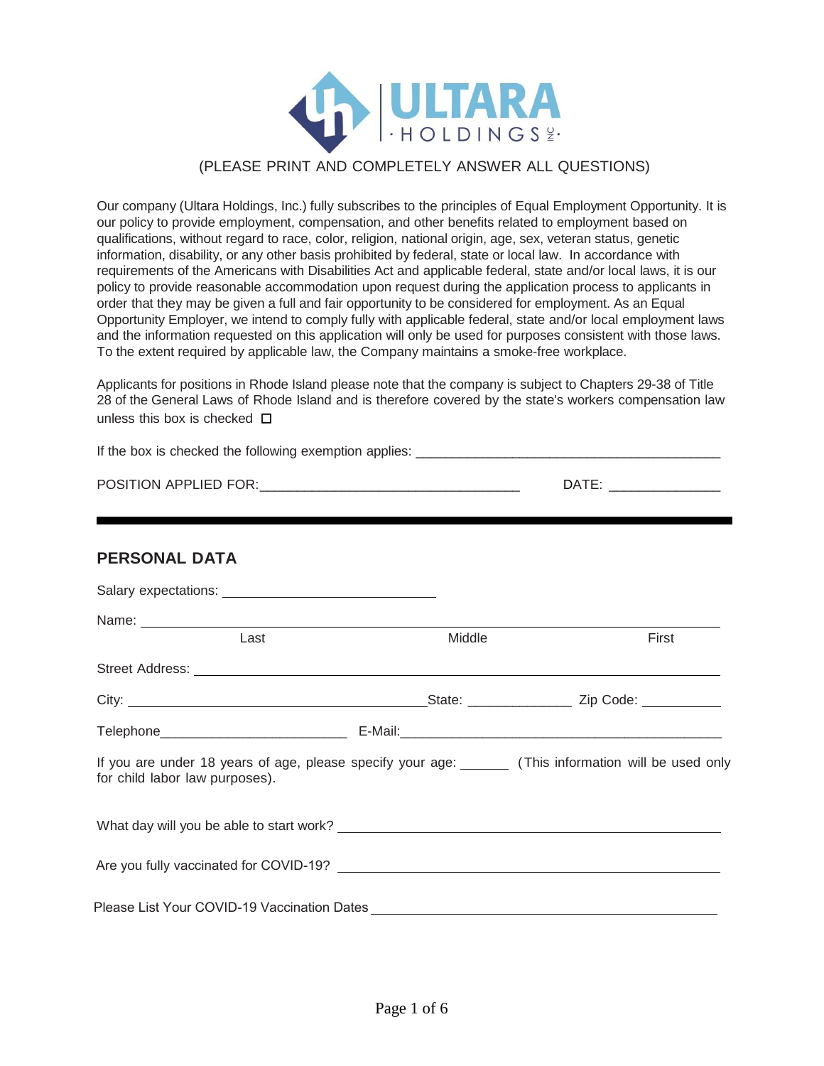ULTARA HOLDINGS INC.

(PLEASE PRINT AND COMPLETELY ANSWER ALL QUESTIONS)

Our company (Ultara Holdings, Inc.) fully subscribes to the principles of Equal Employment Opportunity. It is our policy to provide employment, compensation, and other benefits related to employment based on qualifications, without regard to race, color, religion, national origin, age, sex, veteran status, genetic information, disability, or any other basis prohibited by federal, state or local law. In accordance with requirements of the Americans with Disabilities Act and applicable federal, state and/or local laws, it is our policy to provide reasonable accommodation upon request during the application process to applicants in order that they may be given a full and fair opportunity to be considered for employment. As an Equal Opportunity Employer, we intend to comply fully with applicable federal, state and/or local employment laws and the information requested on this application will only be used for purposes consistent with those laws. To the extent required by applicable law, the Company maintains a smoke-free workplace.

Applicants for positions in Rhode Island please note that the company is subject to Chapters 29-38 of Title 28 of the General Laws of Rhode Island and is therefore covered by the state's workers compensation law unless this box is checked ☐

If the box is checked the following exemption applies: ________________________________________

POSITION APPLIED FOR:__________________________________ DATE: ______________

---

## PERSONAL DATA

Salary expectations: ____________________________

Name: ________________________________________________________________

Last Middle First

Street Address: ________________________________________________________

City: ________________________________ State: _____________ Zip Code: __________

Telephone________________________ E-Mail:__________________________________________

If you are under 18 years of age, please specify your age: ______ (This information will be used only for child labor law purposes).

What day will you be able to start work? ______________________________________________

Are you fully vaccinated for COVID-19? ______________________________________________

Please List Your COVID-19 Vaccination Dates ___________________________________________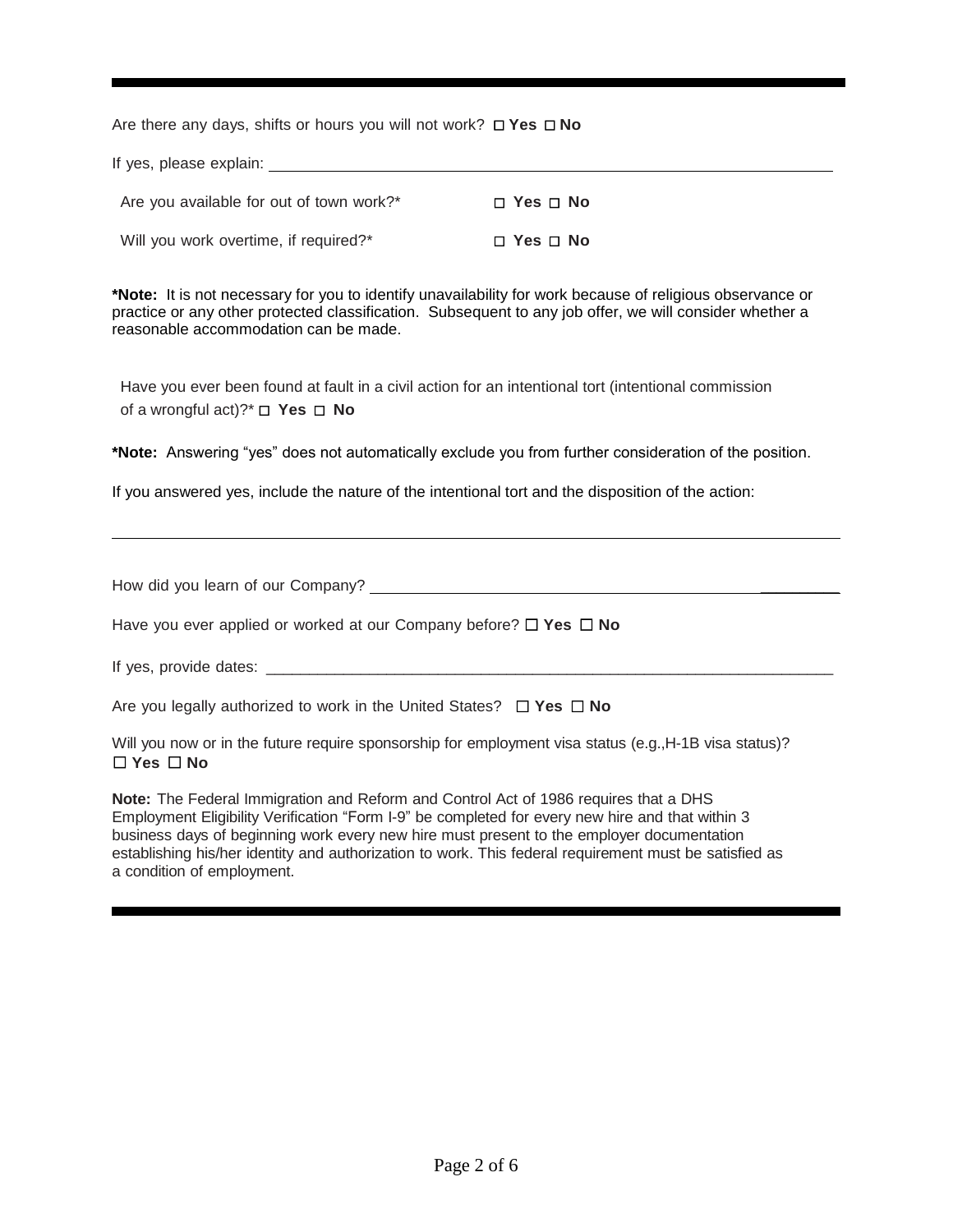---

Are there any days, shifts or hours you will not work? ☐ **Yes** ☐ **No**

If yes, please explain: ______________________________________________________________

Are you available for out of town work?* ☐ **Yes** ☐ **No**

Will you work overtime, if required?* ☐ **Yes** ☐ **No**

**\*Note:** It is not necessary for you to identify unavailability for work because of religious observance or practice or any other protected classification. Subsequent to any job offer, we will consider whether a reasonable accommodation can be made.

Have you ever been found at fault in a civil action for an intentional tort (intentional commission of a wrongful act)?* ☐ **Yes** ☐ **No**

**\*Note:** Answering "yes" does not automatically exclude you from further consideration of the position.

If you answered yes, include the nature of the intentional tort and the disposition of the action:

______________________________________________________________________________

How did you learn of our Company? ______________________________________________

Have you ever applied or worked at our Company before? ☐ **Yes** ☐ **No**

If yes, provide dates: ________________________________________________________________

Are you legally authorized to work in the United States? ☐ **Yes** ☐ **No**

Will you now or in the future require sponsorship for employment visa status (e.g.,H-1B visa status)?
☐ **Yes** ☐ **No**

**Note:** The Federal Immigration and Reform and Control Act of 1986 requires that a DHS Employment Eligibility Verification "Form I-9" be completed for every new hire and that within 3 business days of beginning work every new hire must present to the employer documentation establishing his/her identity and authorization to work. This federal requirement must be satisfied as a condition of employment.

---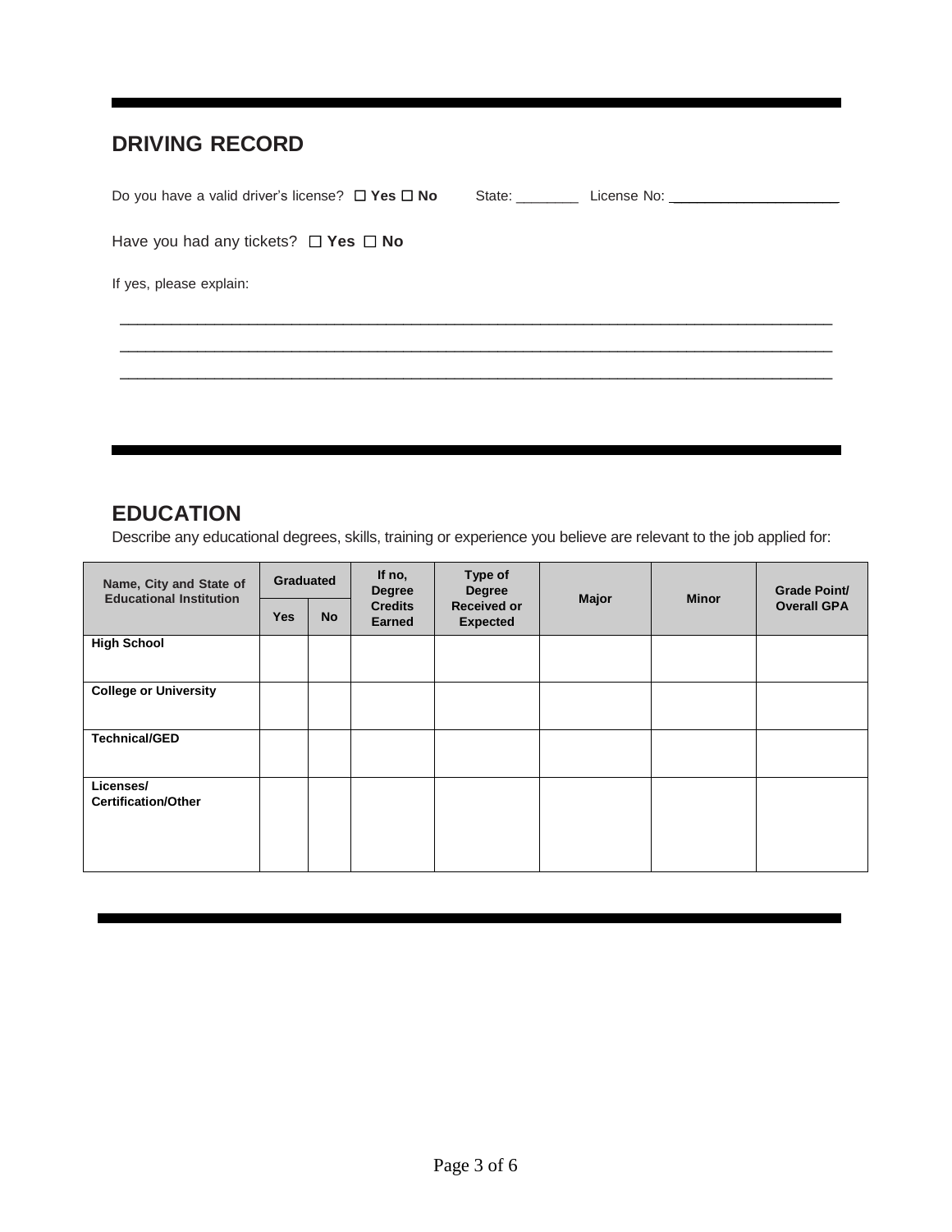## DRIVING RECORD

Do you have a valid driver's license? ☐ **Yes** ☐ **No** State: ________ License No: ____________________

Have you had any tickets? ☐ **Yes** ☐ **No**

If yes, please explain:

________________________________________________________________________________

________________________________________________________________________________

________________________________________________________________________________

## EDUCATION

Describe any educational degrees, skills, training or experience you believe are relevant to the job applied for:

| Name, City and State of Educational Institution | Graduated | | If no, Degree Credits Earned | Type of Degree Received or Expected | Major | Minor | Grade Point/ Overall GPA |
|---|---|---|---|---|---|---|---|
| | Yes | No | | | | | |
| **High School** | | | | | | | |
| **College or University** | | | | | | | |
| **Technical/GED** | | | | | | | |
| **Licenses/ Certification/Other** | | | | | | | |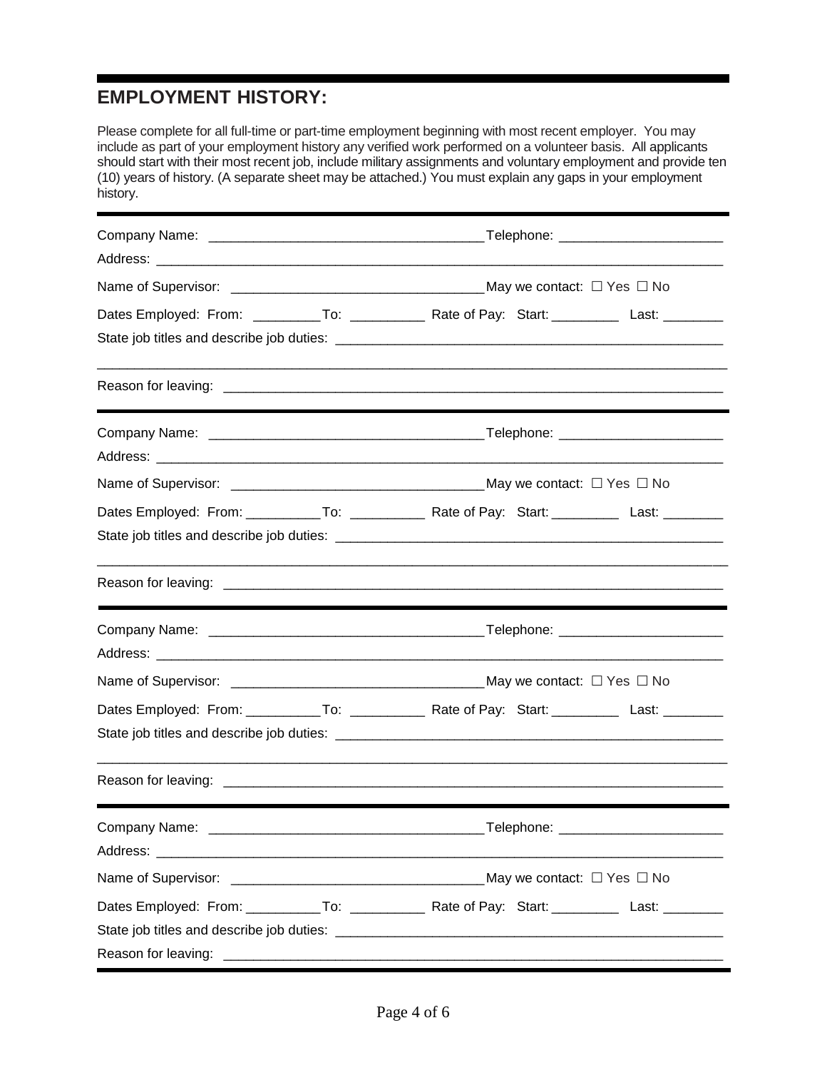## EMPLOYMENT HISTORY:

Please complete for all full-time or part-time employment beginning with most recent employer. You may include as part of your employment history any verified work performed on a volunteer basis. All applicants should start with their most recent job, include military assignments and voluntary employment and provide ten (10) years of history. (A separate sheet may be attached.) You must explain any gaps in your employment history.

---

Company Name: ____________________________________ Telephone: _____________________

Address: ___________________________________________________________________________

Name of Supervisor: _________________________________ May we contact: ☐ Yes ☐ No

Dates Employed: From: _________ To: __________ Rate of Pay: Start: _________ Last: ________

State job titles and describe job duties: ____________________________________________________

_______________________________________________________________________________________

Reason for leaving: __________________________________________________________________

---

Company Name: ____________________________________ Telephone: _____________________

Address: ___________________________________________________________________________

Name of Supervisor: _________________________________ May we contact: ☐ Yes ☐ No

Dates Employed: From: __________ To: __________ Rate of Pay: Start: _________ Last: ________

State job titles and describe job duties: ____________________________________________________

_______________________________________________________________________________________

Reason for leaving: __________________________________________________________________

---

Company Name: ____________________________________ Telephone: _____________________

Address: ___________________________________________________________________________

Name of Supervisor: _________________________________ May we contact: ☐ Yes ☐ No

Dates Employed: From: __________ To: __________ Rate of Pay: Start: _________ Last: ________

State job titles and describe job duties: ____________________________________________________

_______________________________________________________________________________________

Reason for leaving: __________________________________________________________________

---

Company Name: ____________________________________ Telephone: _____________________

Address: ___________________________________________________________________________

Name of Supervisor: _________________________________ May we contact: ☐ Yes ☐ No

Dates Employed: From: __________ To: __________ Rate of Pay: Start: _________ Last: ________

State job titles and describe job duties: ____________________________________________________

Reason for leaving: __________________________________________________________________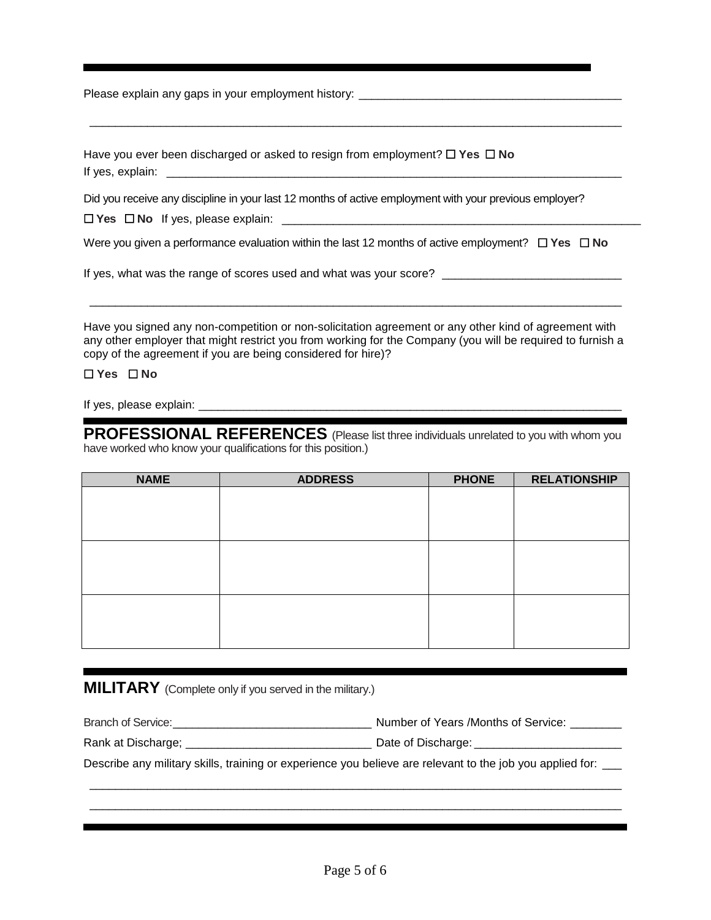Please explain any gaps in your employment history: ________________________________________

_____________________________________________________________________________________

Have you ever been discharged or asked to resign from employment? ☐ **Yes** ☐ **No**
If yes, explain: ___________________________________________________________________________

Did you receive any discipline in your last 12 months of active employment with your previous employer?

☐ **Yes** ☐ **No** If yes, please explain: ___________________________________________________________

Were you given a performance evaluation within the last 12 months of active employment? ☐ **Yes** ☐ **No**

If yes, what was the range of scores used and what was your score? ___________________________

_____________________________________________________________________________________

Have you signed any non-competition or non-solicitation agreement or any other kind of agreement with any other employer that might restrict you from working for the Company (you will be required to furnish a copy of the agreement if you are being considered for hire)?

☐ **Yes** ☐ **No**

If yes, please explain: _____________________________________________________________________

## PROFESSIONAL REFERENCES

(Please list three individuals unrelated to you with whom you have worked who know your qualifications for this position.)

| NAME | ADDRESS | PHONE | RELATIONSHIP |
|---|---|---|---|
| | | | |
| | | | |
| | | | |

## MILITARY

(Complete only if you served in the military.)

Branch of Service:_______________________________ Number of Years /Months of Service: ________

Rank at Discharge; _____________________________ Date of Discharge: _______________________

Describe any military skills, training or experience you believe are relevant to the job you applied for: ___

_____________________________________________________________________________________

_____________________________________________________________________________________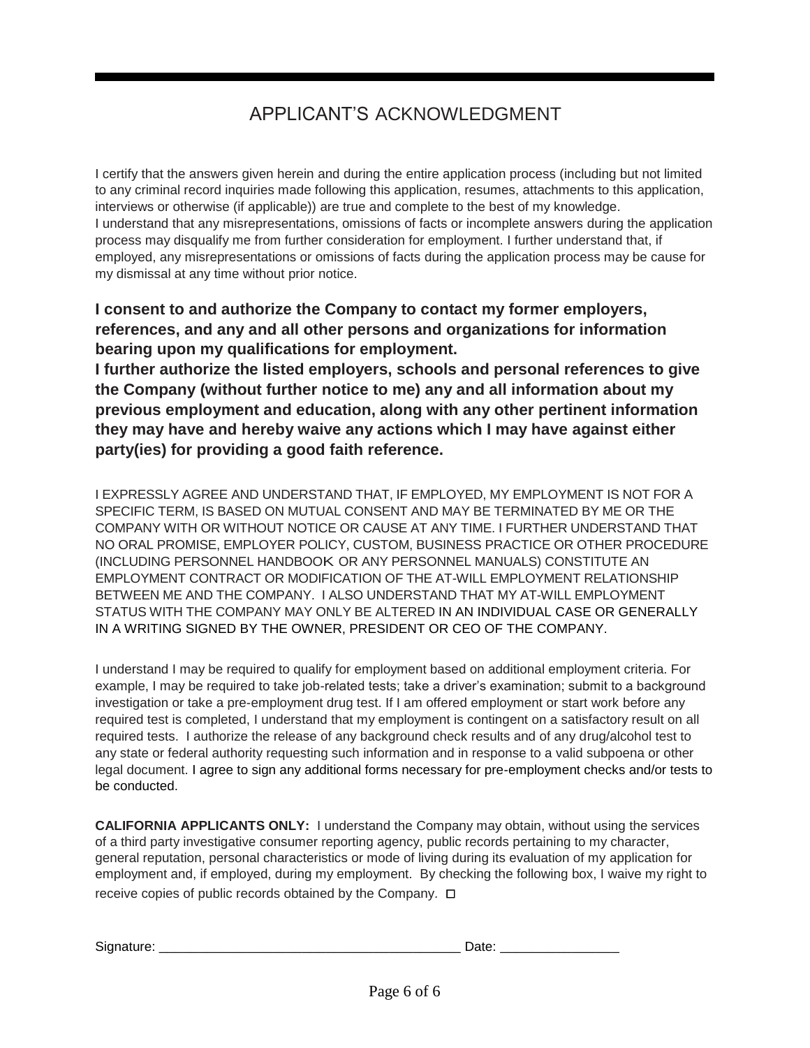# APPLICANT'S ACKNOWLEDGMENT

I certify that the answers given herein and during the entire application process (including but not limited to any criminal record inquiries made following this application, resumes, attachments to this application, interviews or otherwise (if applicable)) are true and complete to the best of my knowledge.
I understand that any misrepresentations, omissions of facts or incomplete answers during the application process may disqualify me from further consideration for employment. I further understand that, if employed, any misrepresentations or omissions of facts during the application process may be cause for my dismissal at any time without prior notice.

**I consent to and authorize the Company to contact my former employers, references, and any and all other persons and organizations for information bearing upon my qualifications for employment.**
**I further authorize the listed employers, schools and personal references to give the Company (without further notice to me) any and all information about my previous employment and education, along with any other pertinent information they may have and hereby waive any actions which I may have against either party(ies) for providing a good faith reference.**

I EXPRESSLY AGREE AND UNDERSTAND THAT, IF EMPLOYED, MY EMPLOYMENT IS NOT FOR A SPECIFIC TERM, IS BASED ON MUTUAL CONSENT AND MAY BE TERMINATED BY ME OR THE COMPANY WITH OR WITHOUT NOTICE OR CAUSE AT ANY TIME. I FURTHER UNDERSTAND THAT NO ORAL PROMISE, EMPLOYER POLICY, CUSTOM, BUSINESS PRACTICE OR OTHER PROCEDURE (INCLUDING PERSONNEL HANDBOOK OR ANY PERSONNEL MANUALS) CONSTITUTE AN EMPLOYMENT CONTRACT OR MODIFICATION OF THE AT-WILL EMPLOYMENT RELATIONSHIP BETWEEN ME AND THE COMPANY. I ALSO UNDERSTAND THAT MY AT-WILL EMPLOYMENT STATUS WITH THE COMPANY MAY ONLY BE ALTERED IN AN INDIVIDUAL CASE OR GENERALLY IN A WRITING SIGNED BY THE OWNER, PRESIDENT OR CEO OF THE COMPANY.

I understand I may be required to qualify for employment based on additional employment criteria. For example, I may be required to take job-related tests; take a driver's examination; submit to a background investigation or take a pre-employment drug test. If I am offered employment or start work before any required test is completed, I understand that my employment is contingent on a satisfactory result on all required tests. I authorize the release of any background check results and of any drug/alcohol test to any state or federal authority requesting such information and in response to a valid subpoena or other legal document. I agree to sign any additional forms necessary for pre-employment checks and/or tests to be conducted.

**CALIFORNIA APPLICANTS ONLY:** I understand the Company may obtain, without using the services of a third party investigative consumer reporting agency, public records pertaining to my character, general reputation, personal characteristics or mode of living during its evaluation of my application for employment and, if employed, during my employment. By checking the following box, I waive my right to receive copies of public records obtained by the Company. ☐

Signature: ________________________________________ Date: ________________